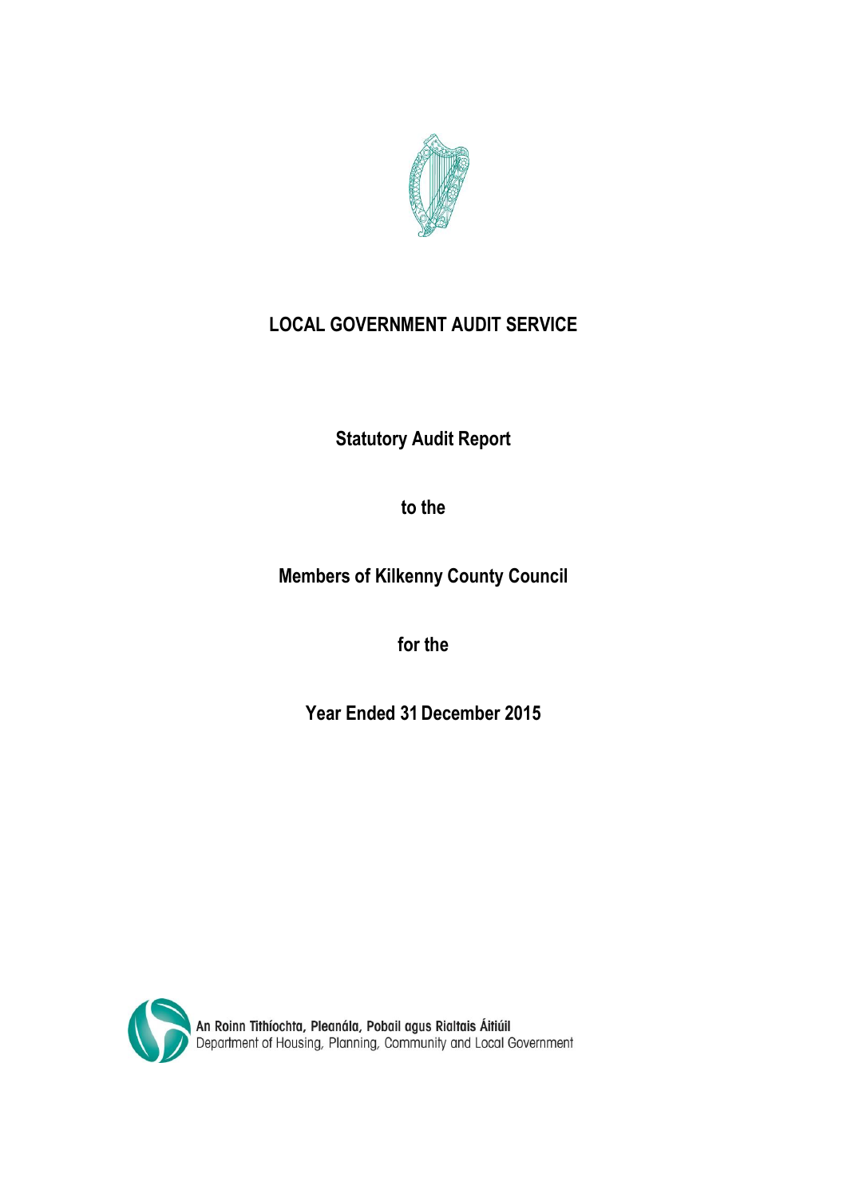# LOCAL GOVERNMENT AUDIT SERVICE

**Statutory Audit Report**

**to the**

**Members of Kilkenny County Council**

**for the**

**Year Ended 31 December 2015**

An Roinn Tithíochta, Pleanála, Pobail agus Rialtais Áitiúil
Department of Housing, Planning, Community and Local Government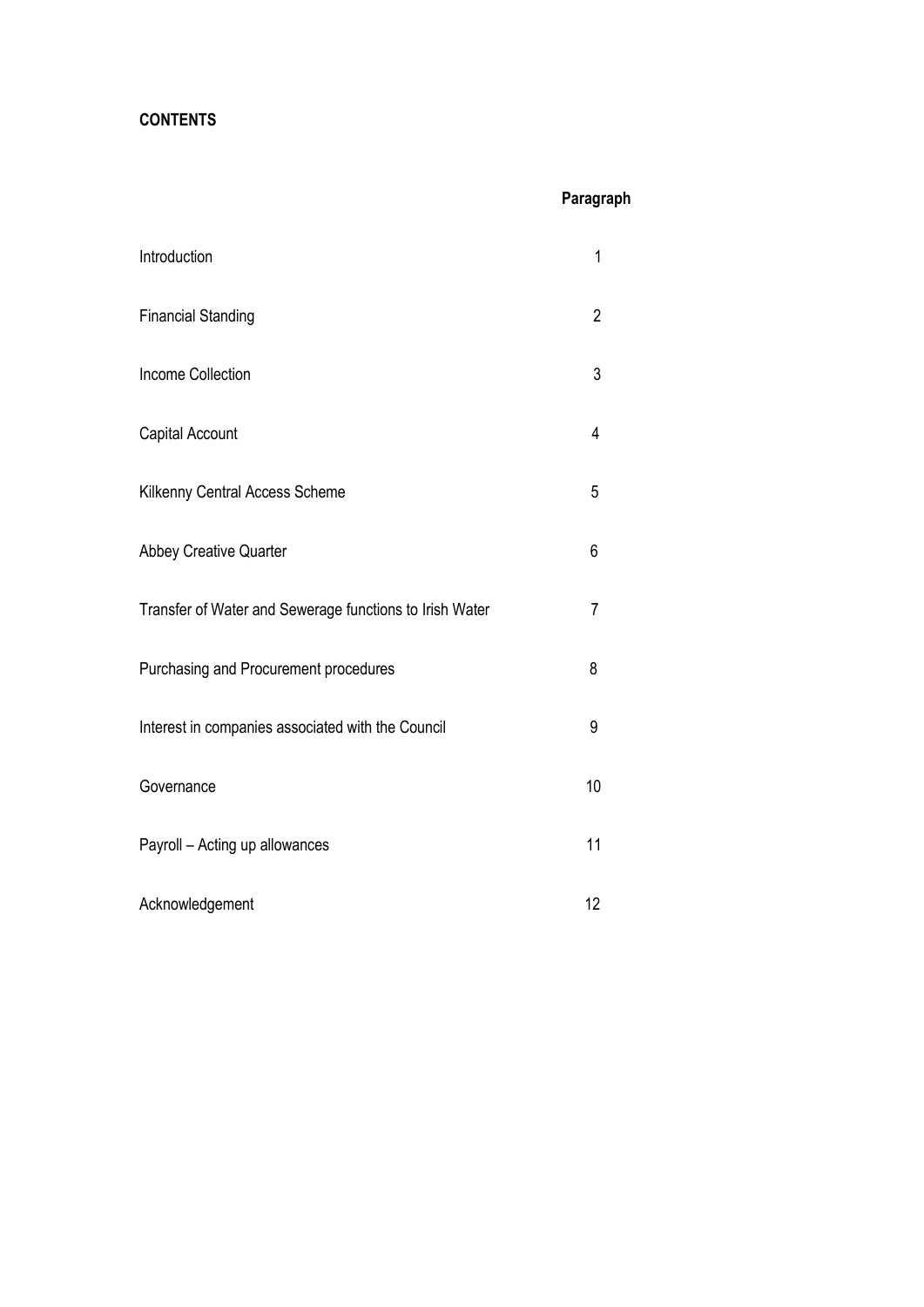**CONTENTS**

| | Paragraph |
|---|---|
| Introduction | 1 |
| Financial Standing | 2 |
| Income Collection | 3 |
| Capital Account | 4 |
| Kilkenny Central Access Scheme | 5 |
| Abbey Creative Quarter | 6 |
| Transfer of Water and Sewerage functions to Irish Water | 7 |
| Purchasing and Procurement procedures | 8 |
| Interest in companies associated with the Council | 9 |
| Governance | 10 |
| Payroll – Acting up allowances | 11 |
| Acknowledgement | 12 |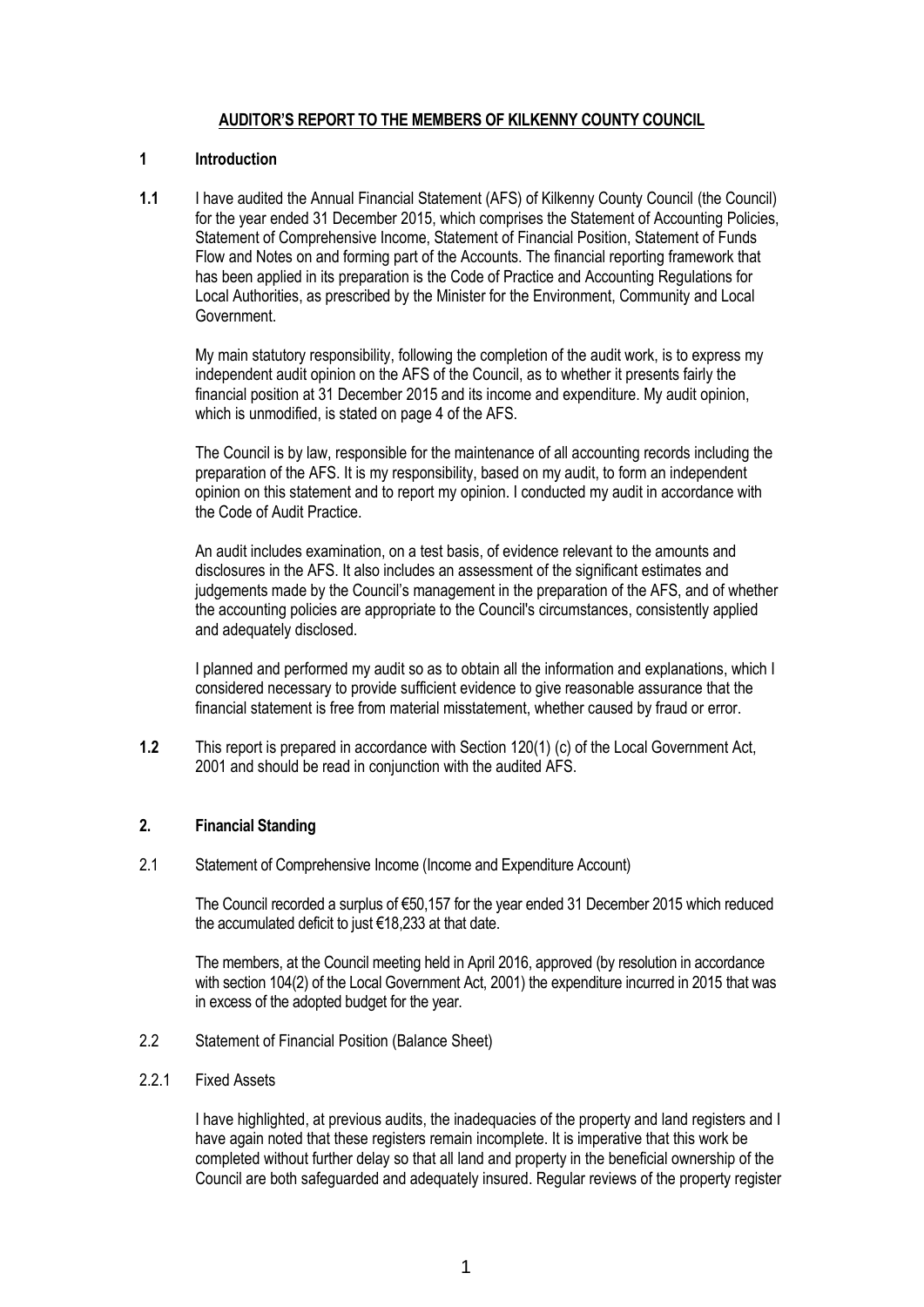# AUDITOR'S REPORT TO THE MEMBERS OF KILKENNY COUNTY COUNCIL

## 1 Introduction

**1.1** I have audited the Annual Financial Statement (AFS) of Kilkenny County Council (the Council) for the year ended 31 December 2015, which comprises the Statement of Accounting Policies, Statement of Comprehensive Income, Statement of Financial Position, Statement of Funds Flow and Notes on and forming part of the Accounts. The financial reporting framework that has been applied in its preparation is the Code of Practice and Accounting Regulations for Local Authorities, as prescribed by the Minister for the Environment, Community and Local Government.

My main statutory responsibility, following the completion of the audit work, is to express my independent audit opinion on the AFS of the Council, as to whether it presents fairly the financial position at 31 December 2015 and its income and expenditure. My audit opinion, which is unmodified, is stated on page 4 of the AFS.

The Council is by law, responsible for the maintenance of all accounting records including the preparation of the AFS. It is my responsibility, based on my audit, to form an independent opinion on this statement and to report my opinion. I conducted my audit in accordance with the Code of Audit Practice.

An audit includes examination, on a test basis, of evidence relevant to the amounts and disclosures in the AFS. It also includes an assessment of the significant estimates and judgements made by the Council's management in the preparation of the AFS, and of whether the accounting policies are appropriate to the Council's circumstances, consistently applied and adequately disclosed.

I planned and performed my audit so as to obtain all the information and explanations, which I considered necessary to provide sufficient evidence to give reasonable assurance that the financial statement is free from material misstatement, whether caused by fraud or error.

**1.2** This report is prepared in accordance with Section 120(1) (c) of the Local Government Act, 2001 and should be read in conjunction with the audited AFS.

## 2. Financial Standing

2.1 Statement of Comprehensive Income (Income and Expenditure Account)

The Council recorded a surplus of €50,157 for the year ended 31 December 2015 which reduced the accumulated deficit to just €18,233 at that date.

The members, at the Council meeting held in April 2016, approved (by resolution in accordance with section 104(2) of the Local Government Act, 2001) the expenditure incurred in 2015 that was in excess of the adopted budget for the year.

2.2 Statement of Financial Position (Balance Sheet)

2.2.1 Fixed Assets

I have highlighted, at previous audits, the inadequacies of the property and land registers and I have again noted that these registers remain incomplete. It is imperative that this work be completed without further delay so that all land and property in the beneficial ownership of the Council are both safeguarded and adequately insured. Regular reviews of the property register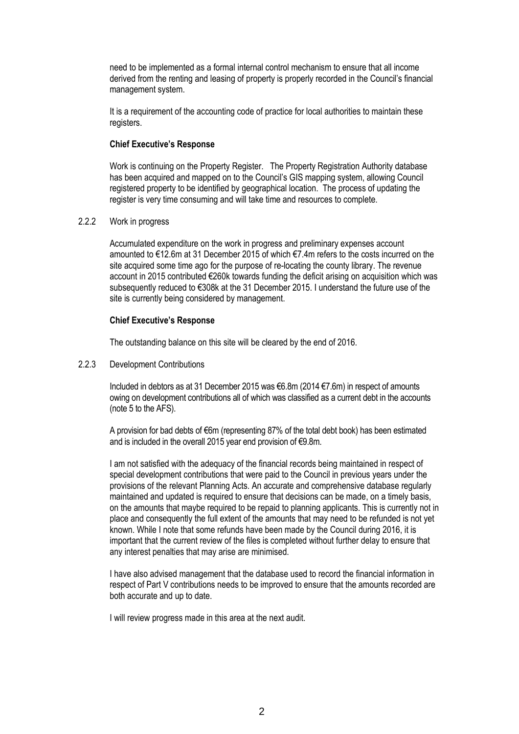need to be implemented as a formal internal control mechanism to ensure that all income derived from the renting and leasing of property is properly recorded in the Council's financial management system.

It is a requirement of the accounting code of practice for local authorities to maintain these registers.

**Chief Executive's Response**

Work is continuing on the Property Register. The Property Registration Authority database has been acquired and mapped on to the Council's GIS mapping system, allowing Council registered property to be identified by geographical location. The process of updating the register is very time consuming and will take time and resources to complete.

2.2.2 Work in progress

Accumulated expenditure on the work in progress and preliminary expenses account amounted to €12.6m at 31 December 2015 of which €7.4m refers to the costs incurred on the site acquired some time ago for the purpose of re-locating the county library. The revenue account in 2015 contributed €260k towards funding the deficit arising on acquisition which was subsequently reduced to €308k at the 31 December 2015. I understand the future use of the site is currently being considered by management.

**Chief Executive's Response**

The outstanding balance on this site will be cleared by the end of 2016.

2.2.3 Development Contributions

Included in debtors as at 31 December 2015 was €6.8m (2014 €7.6m) in respect of amounts owing on development contributions all of which was classified as a current debt in the accounts (note 5 to the AFS).

A provision for bad debts of €6m (representing 87% of the total debt book) has been estimated and is included in the overall 2015 year end provision of €9.8m.

I am not satisfied with the adequacy of the financial records being maintained in respect of special development contributions that were paid to the Council in previous years under the provisions of the relevant Planning Acts. An accurate and comprehensive database regularly maintained and updated is required to ensure that decisions can be made, on a timely basis, on the amounts that maybe required to be repaid to planning applicants. This is currently not in place and consequently the full extent of the amounts that may need to be refunded is not yet known. While I note that some refunds have been made by the Council during 2016, it is important that the current review of the files is completed without further delay to ensure that any interest penalties that may arise are minimised.

I have also advised management that the database used to record the financial information in respect of Part V contributions needs to be improved to ensure that the amounts recorded are both accurate and up to date.

I will review progress made in this area at the next audit.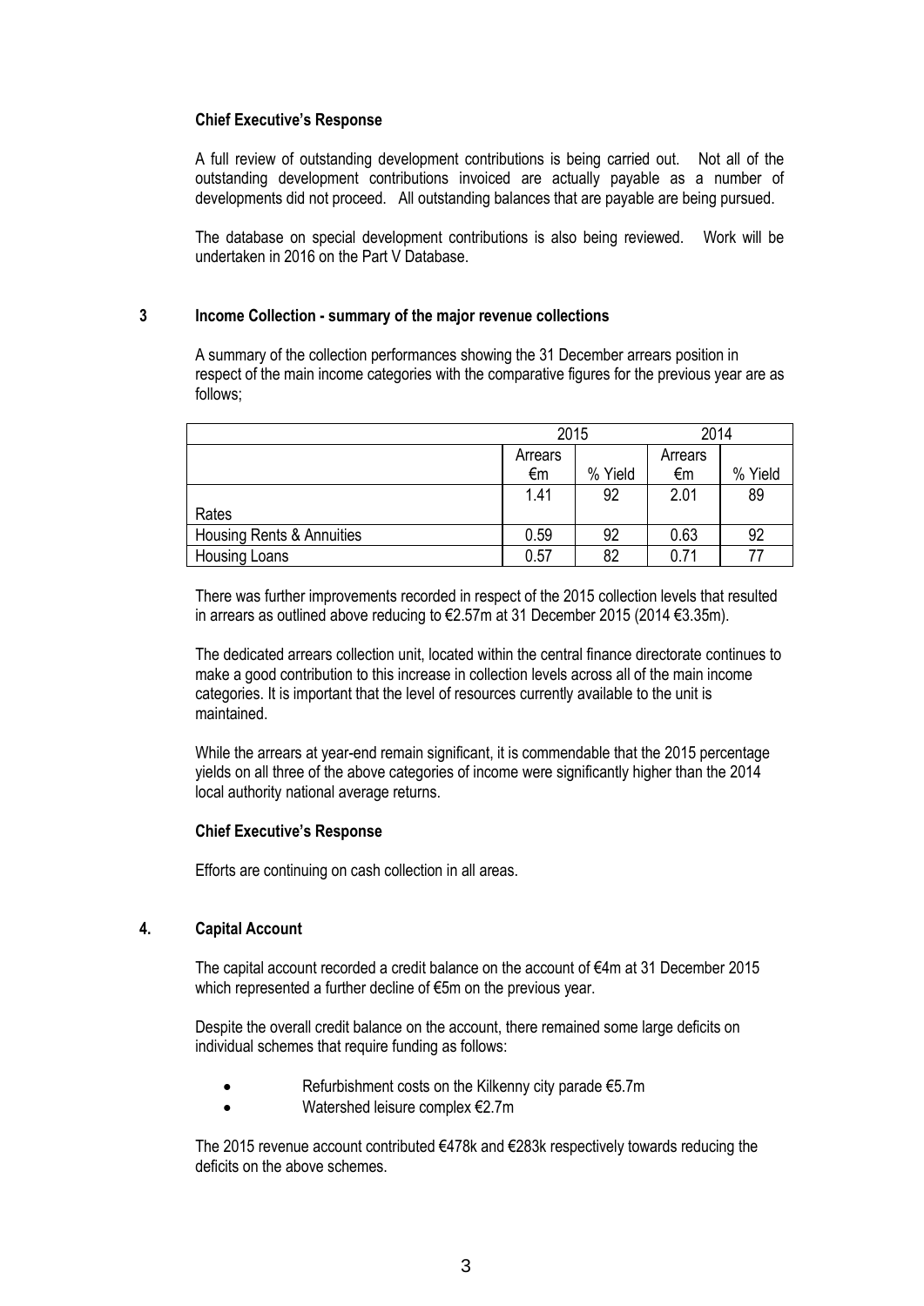**Chief Executive's Response**

A full review of outstanding development contributions is being carried out. Not all of the outstanding development contributions invoiced are actually payable as a number of developments did not proceed. All outstanding balances that are payable are being pursued.

The database on special development contributions is also being reviewed. Work will be undertaken in 2016 on the Part V Database.

## 3 Income Collection - summary of the major revenue collections

A summary of the collection performances showing the 31 December arrears position in respect of the main income categories with the comparative figures for the previous year are as follows;

| | 2015 | | 2014 | |
|---|---|---|---|---|
| | Arrears €m | % Yield | Arrears €m | % Yield |
| Rates | 1.41 | 92 | 2.01 | 89 |
| Housing Rents & Annuities | 0.59 | 92 | 0.63 | 92 |
| Housing Loans | 0.57 | 82 | 0.71 | 77 |

There was further improvements recorded in respect of the 2015 collection levels that resulted in arrears as outlined above reducing to €2.57m at 31 December 2015 (2014 €3.35m).

The dedicated arrears collection unit, located within the central finance directorate continues to make a good contribution to this increase in collection levels across all of the main income categories. It is important that the level of resources currently available to the unit is maintained.

While the arrears at year-end remain significant, it is commendable that the 2015 percentage yields on all three of the above categories of income were significantly higher than the 2014 local authority national average returns.

**Chief Executive's Response**

Efforts are continuing on cash collection in all areas.

## 4. Capital Account

The capital account recorded a credit balance on the account of €4m at 31 December 2015 which represented a further decline of €5m on the previous year.

Despite the overall credit balance on the account, there remained some large deficits on individual schemes that require funding as follows:

- Refurbishment costs on the Kilkenny city parade €5.7m
- Watershed leisure complex €2.7m

The 2015 revenue account contributed €478k and €283k respectively towards reducing the deficits on the above schemes.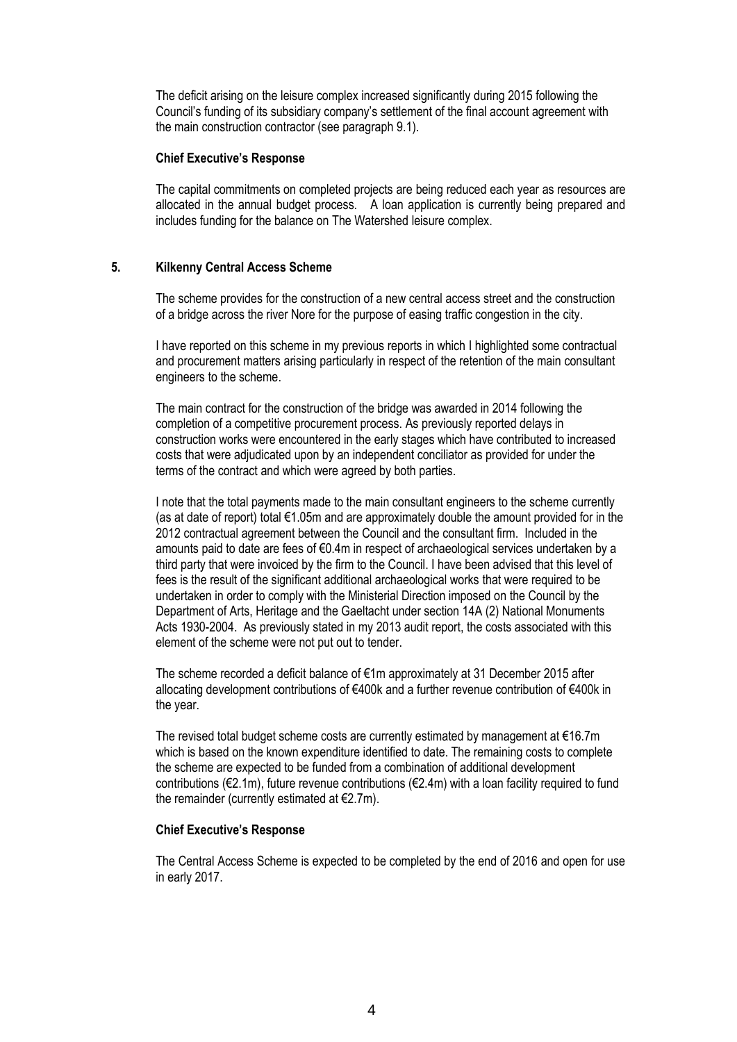The deficit arising on the leisure complex increased significantly during 2015 following the Council's funding of its subsidiary company's settlement of the final account agreement with the main construction contractor (see paragraph 9.1).

**Chief Executive's Response**

The capital commitments on completed projects are being reduced each year as resources are allocated in the annual budget process. A loan application is currently being prepared and includes funding for the balance on The Watershed leisure complex.

## 5. Kilkenny Central Access Scheme

The scheme provides for the construction of a new central access street and the construction of a bridge across the river Nore for the purpose of easing traffic congestion in the city.

I have reported on this scheme in my previous reports in which I highlighted some contractual and procurement matters arising particularly in respect of the retention of the main consultant engineers to the scheme.

The main contract for the construction of the bridge was awarded in 2014 following the completion of a competitive procurement process. As previously reported delays in construction works were encountered in the early stages which have contributed to increased costs that were adjudicated upon by an independent conciliator as provided for under the terms of the contract and which were agreed by both parties.

I note that the total payments made to the main consultant engineers to the scheme currently (as at date of report) total €1.05m and are approximately double the amount provided for in the 2012 contractual agreement between the Council and the consultant firm. Included in the amounts paid to date are fees of €0.4m in respect of archaeological services undertaken by a third party that were invoiced by the firm to the Council. I have been advised that this level of fees is the result of the significant additional archaeological works that were required to be undertaken in order to comply with the Ministerial Direction imposed on the Council by the Department of Arts, Heritage and the Gaeltacht under section 14A (2) National Monuments Acts 1930-2004. As previously stated in my 2013 audit report, the costs associated with this element of the scheme were not put out to tender.

The scheme recorded a deficit balance of €1m approximately at 31 December 2015 after allocating development contributions of €400k and a further revenue contribution of €400k in the year.

The revised total budget scheme costs are currently estimated by management at €16.7m which is based on the known expenditure identified to date. The remaining costs to complete the scheme are expected to be funded from a combination of additional development contributions (€2.1m), future revenue contributions (€2.4m) with a loan facility required to fund the remainder (currently estimated at €2.7m).

**Chief Executive's Response**

The Central Access Scheme is expected to be completed by the end of 2016 and open for use in early 2017.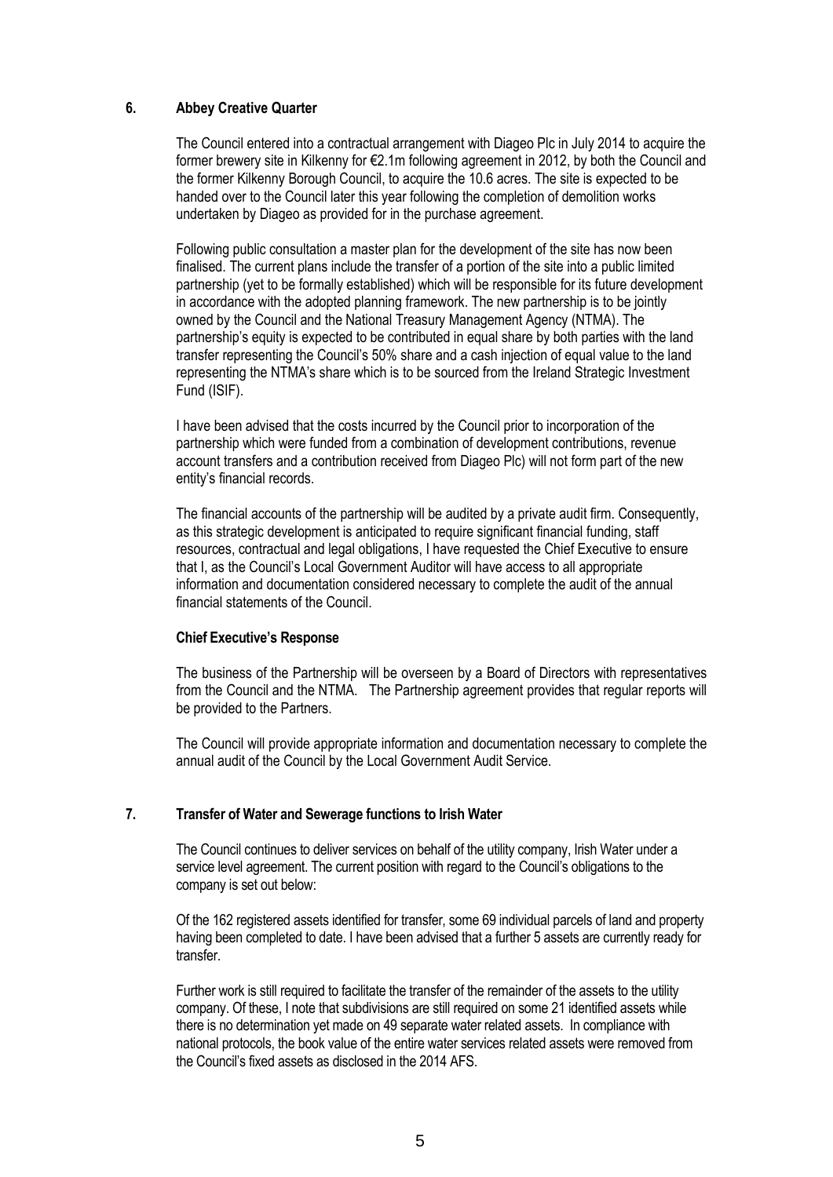## 6. Abbey Creative Quarter

The Council entered into a contractual arrangement with Diageo Plc in July 2014 to acquire the former brewery site in Kilkenny for €2.1m following agreement in 2012, by both the Council and the former Kilkenny Borough Council, to acquire the 10.6 acres. The site is expected to be handed over to the Council later this year following the completion of demolition works undertaken by Diageo as provided for in the purchase agreement.

Following public consultation a master plan for the development of the site has now been finalised. The current plans include the transfer of a portion of the site into a public limited partnership (yet to be formally established) which will be responsible for its future development in accordance with the adopted planning framework. The new partnership is to be jointly owned by the Council and the National Treasury Management Agency (NTMA). The partnership's equity is expected to be contributed in equal share by both parties with the land transfer representing the Council's 50% share and a cash injection of equal value to the land representing the NTMA's share which is to be sourced from the Ireland Strategic Investment Fund (ISIF).

I have been advised that the costs incurred by the Council prior to incorporation of the partnership which were funded from a combination of development contributions, revenue account transfers and a contribution received from Diageo Plc) will not form part of the new entity's financial records.

The financial accounts of the partnership will be audited by a private audit firm. Consequently, as this strategic development is anticipated to require significant financial funding, staff resources, contractual and legal obligations, I have requested the Chief Executive to ensure that I, as the Council's Local Government Auditor will have access to all appropriate information and documentation considered necessary to complete the audit of the annual financial statements of the Council.

### Chief Executive's Response

The business of the Partnership will be overseen by a Board of Directors with representatives from the Council and the NTMA. The Partnership agreement provides that regular reports will be provided to the Partners.

The Council will provide appropriate information and documentation necessary to complete the annual audit of the Council by the Local Government Audit Service.

## 7. Transfer of Water and Sewerage functions to Irish Water

The Council continues to deliver services on behalf of the utility company, Irish Water under a service level agreement. The current position with regard to the Council's obligations to the company is set out below:

Of the 162 registered assets identified for transfer, some 69 individual parcels of land and property having been completed to date. I have been advised that a further 5 assets are currently ready for transfer.

Further work is still required to facilitate the transfer of the remainder of the assets to the utility company. Of these, I note that subdivisions are still required on some 21 identified assets while there is no determination yet made on 49 separate water related assets. In compliance with national protocols, the book value of the entire water services related assets were removed from the Council's fixed assets as disclosed in the 2014 AFS.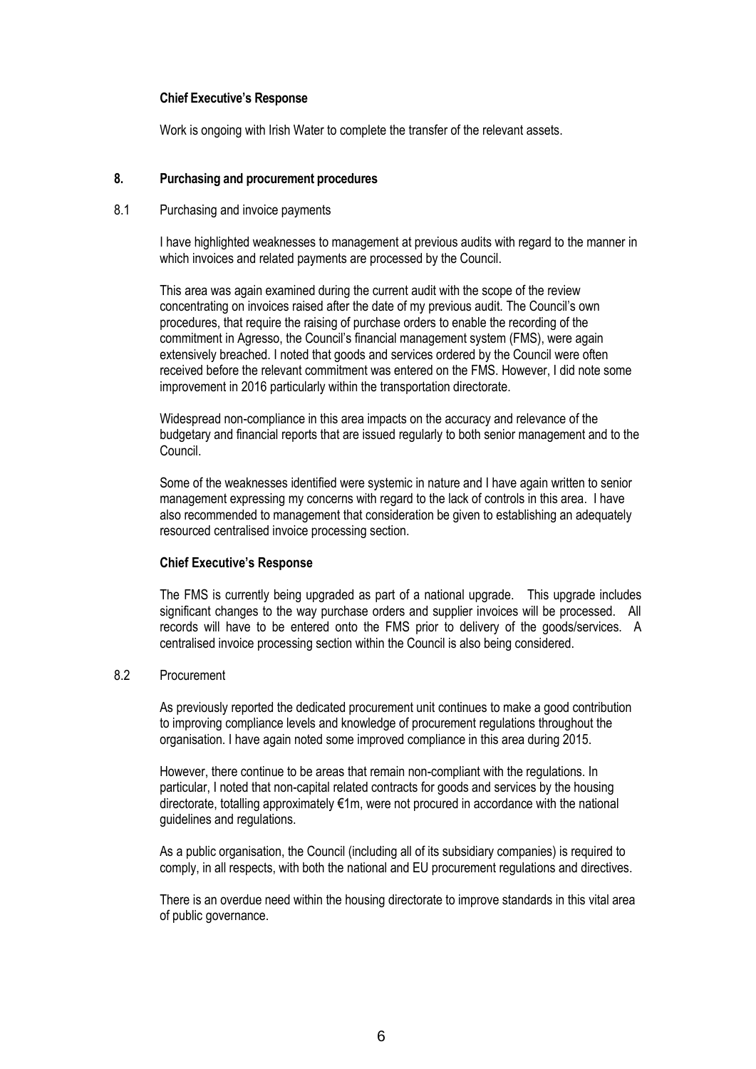**Chief Executive's Response**

Work is ongoing with Irish Water to complete the transfer of the relevant assets.

## 8. Purchasing and procurement procedures

### 8.1 Purchasing and invoice payments

I have highlighted weaknesses to management at previous audits with regard to the manner in which invoices and related payments are processed by the Council.

This area was again examined during the current audit with the scope of the review concentrating on invoices raised after the date of my previous audit. The Council's own procedures, that require the raising of purchase orders to enable the recording of the commitment in Agresso, the Council's financial management system (FMS), were again extensively breached. I noted that goods and services ordered by the Council were often received before the relevant commitment was entered on the FMS. However, I did note some improvement in 2016 particularly within the transportation directorate.

Widespread non-compliance in this area impacts on the accuracy and relevance of the budgetary and financial reports that are issued regularly to both senior management and to the Council.

Some of the weaknesses identified were systemic in nature and I have again written to senior management expressing my concerns with regard to the lack of controls in this area. I have also recommended to management that consideration be given to establishing an adequately resourced centralised invoice processing section.

**Chief Executive's Response**

The FMS is currently being upgraded as part of a national upgrade. This upgrade includes significant changes to the way purchase orders and supplier invoices will be processed. All records will have to be entered onto the FMS prior to delivery of the goods/services. A centralised invoice processing section within the Council is also being considered.

### 8.2 Procurement

As previously reported the dedicated procurement unit continues to make a good contribution to improving compliance levels and knowledge of procurement regulations throughout the organisation. I have again noted some improved compliance in this area during 2015.

However, there continue to be areas that remain non-compliant with the regulations. In particular, I noted that non-capital related contracts for goods and services by the housing directorate, totalling approximately €1m, were not procured in accordance with the national guidelines and regulations.

As a public organisation, the Council (including all of its subsidiary companies) is required to comply, in all respects, with both the national and EU procurement regulations and directives.

There is an overdue need within the housing directorate to improve standards in this vital area of public governance.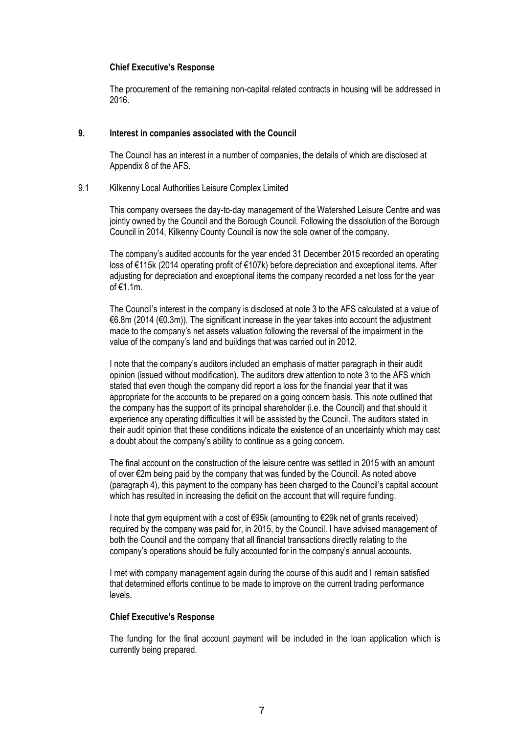**Chief Executive's Response**

The procurement of the remaining non-capital related contracts in housing will be addressed in 2016.

## 9. Interest in companies associated with the Council

The Council has an interest in a number of companies, the details of which are disclosed at Appendix 8 of the AFS.

### 9.1 Kilkenny Local Authorities Leisure Complex Limited

This company oversees the day-to-day management of the Watershed Leisure Centre and was jointly owned by the Council and the Borough Council. Following the dissolution of the Borough Council in 2014, Kilkenny County Council is now the sole owner of the company.

The company's audited accounts for the year ended 31 December 2015 recorded an operating loss of €115k (2014 operating profit of €107k) before depreciation and exceptional items. After adjusting for depreciation and exceptional items the company recorded a net loss for the year of €1.1m.

The Council's interest in the company is disclosed at note 3 to the AFS calculated at a value of €6.8m (2014 (€0.3m)). The significant increase in the year takes into account the adjustment made to the company's net assets valuation following the reversal of the impairment in the value of the company's land and buildings that was carried out in 2012.

I note that the company's auditors included an emphasis of matter paragraph in their audit opinion (issued without modification). The auditors drew attention to note 3 to the AFS which stated that even though the company did report a loss for the financial year that it was appropriate for the accounts to be prepared on a going concern basis. This note outlined that the company has the support of its principal shareholder (i.e. the Council) and that should it experience any operating difficulties it will be assisted by the Council. The auditors stated in their audit opinion that these conditions indicate the existence of an uncertainty which may cast a doubt about the company's ability to continue as a going concern.

The final account on the construction of the leisure centre was settled in 2015 with an amount of over €2m being paid by the company that was funded by the Council. As noted above (paragraph 4), this payment to the company has been charged to the Council's capital account which has resulted in increasing the deficit on the account that will require funding.

I note that gym equipment with a cost of €95k (amounting to €29k net of grants received) required by the company was paid for, in 2015, by the Council. I have advised management of both the Council and the company that all financial transactions directly relating to the company's operations should be fully accounted for in the company's annual accounts.

I met with company management again during the course of this audit and I remain satisfied that determined efforts continue to be made to improve on the current trading performance levels.

**Chief Executive's Response**

The funding for the final account payment will be included in the loan application which is currently being prepared.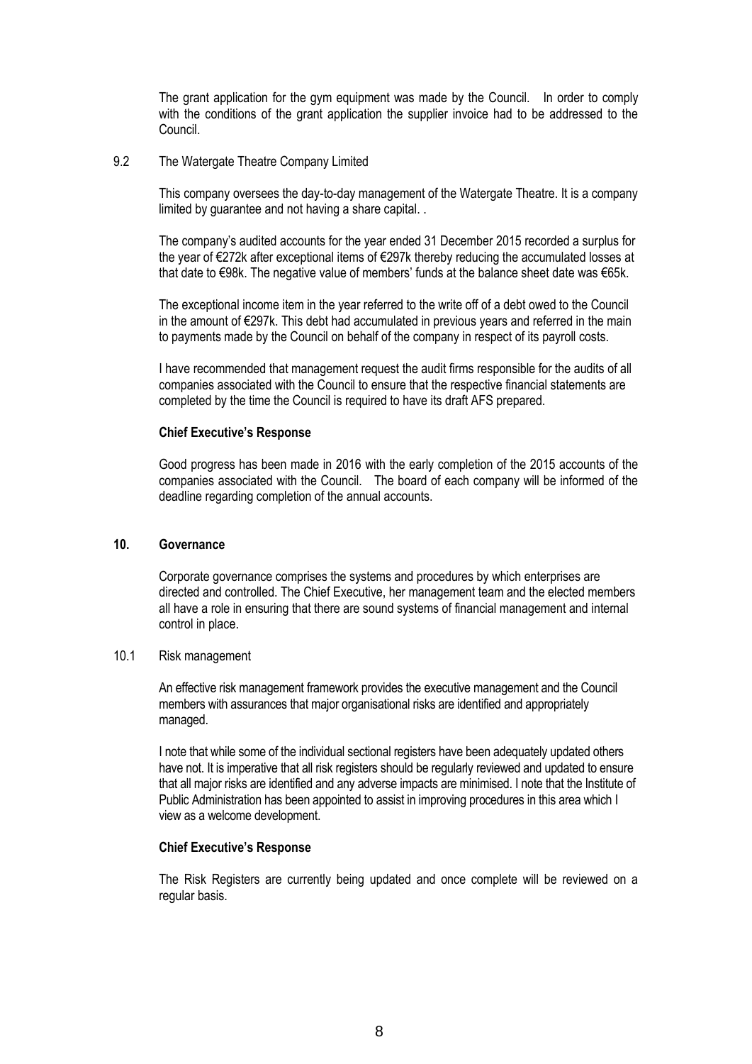The grant application for the gym equipment was made by the Council. In order to comply with the conditions of the grant application the supplier invoice had to be addressed to the Council.

### 9.2 The Watergate Theatre Company Limited

This company oversees the day-to-day management of the Watergate Theatre. It is a company limited by guarantee and not having a share capital. .

The company's audited accounts for the year ended 31 December 2015 recorded a surplus for the year of €272k after exceptional items of €297k thereby reducing the accumulated losses at that date to €98k. The negative value of members' funds at the balance sheet date was €65k.

The exceptional income item in the year referred to the write off of a debt owed to the Council in the amount of €297k. This debt had accumulated in previous years and referred in the main to payments made by the Council on behalf of the company in respect of its payroll costs.

I have recommended that management request the audit firms responsible for the audits of all companies associated with the Council to ensure that the respective financial statements are completed by the time the Council is required to have its draft AFS prepared.

**Chief Executive's Response**

Good progress has been made in 2016 with the early completion of the 2015 accounts of the companies associated with the Council. The board of each company will be informed of the deadline regarding completion of the annual accounts.

## 10. Governance

Corporate governance comprises the systems and procedures by which enterprises are directed and controlled. The Chief Executive, her management team and the elected members all have a role in ensuring that there are sound systems of financial management and internal control in place.

### 10.1 Risk management

An effective risk management framework provides the executive management and the Council members with assurances that major organisational risks are identified and appropriately managed.

I note that while some of the individual sectional registers have been adequately updated others have not. It is imperative that all risk registers should be regularly reviewed and updated to ensure that all major risks are identified and any adverse impacts are minimised. I note that the Institute of Public Administration has been appointed to assist in improving procedures in this area which I view as a welcome development.

**Chief Executive's Response**

The Risk Registers are currently being updated and once complete will be reviewed on a regular basis.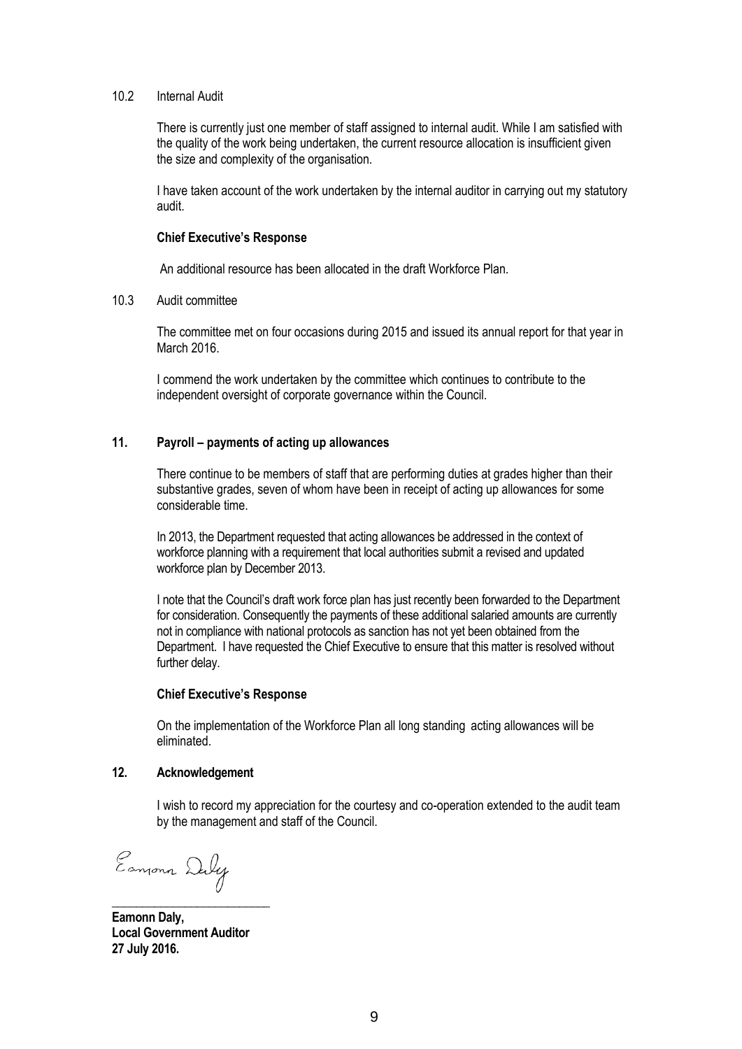10.2 Internal Audit

There is currently just one member of staff assigned to internal audit. While I am satisfied with the quality of the work being undertaken, the current resource allocation is insufficient given the size and complexity of the organisation.

I have taken account of the work undertaken by the internal auditor in carrying out my statutory audit.

**Chief Executive's Response**

An additional resource has been allocated in the draft Workforce Plan.

10.3 Audit committee

The committee met on four occasions during 2015 and issued its annual report for that year in March 2016.

I commend the work undertaken by the committee which continues to contribute to the independent oversight of corporate governance within the Council.

## 11. Payroll – payments of acting up allowances

There continue to be members of staff that are performing duties at grades higher than their substantive grades, seven of whom have been in receipt of acting up allowances for some considerable time.

In 2013, the Department requested that acting allowances be addressed in the context of workforce planning with a requirement that local authorities submit a revised and updated workforce plan by December 2013.

I note that the Council's draft work force plan has just recently been forwarded to the Department for consideration. Consequently the payments of these additional salaried amounts are currently not in compliance with national protocols as sanction has not yet been obtained from the Department. I have requested the Chief Executive to ensure that this matter is resolved without further delay.

**Chief Executive's Response**

On the implementation of the Workforce Plan all long standing acting allowances will be eliminated.

## 12. Acknowledgement

I wish to record my appreciation for the courtesy and co-operation extended to the audit team by the management and staff of the Council.

Eamonn Daly

**Eamonn Daly,**
**Local Government Auditor**
**27 July 2016.**